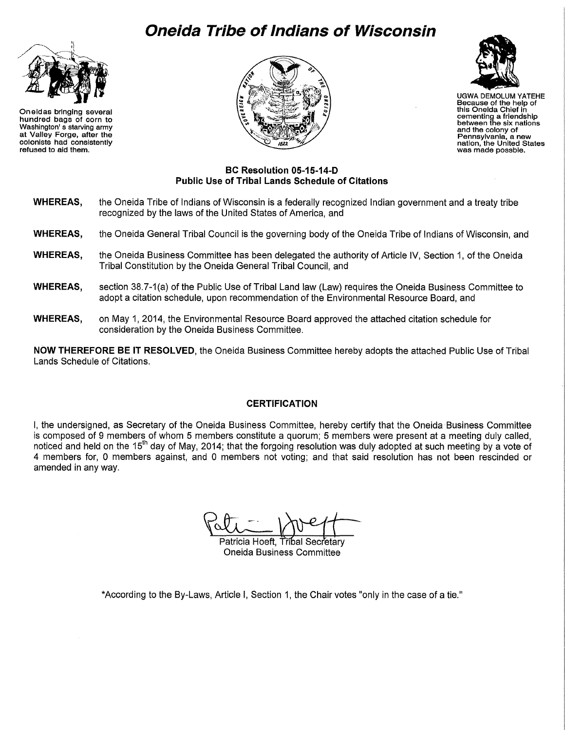# Oneida Tribe of Indians of Wisconsin

Oneidas bringing several hundred bags of corn to Washington's starving army at Valley Forge, after the colonists had consistently refused to aid them.

UGWA DEMOLUM YATEHE
Because of the help of this Oneida Chief in cementing a friendship between the six nations and the colony of Pennsylvania, a new nation, the United States was made possble.

### BC Resolution 05-15-14-D
### Public Use of Tribal Lands Schedule of Citations

**WHEREAS,** the Oneida Tribe of Indians of Wisconsin is a federally recognized Indian government and a treaty tribe recognized by the laws of the United States of America, and

**WHEREAS,** the Oneida General Tribal Council is the governing body of the Oneida Tribe of Indians of Wisconsin, and

**WHEREAS,** the Oneida Business Committee has been delegated the authority of Article IV, Section 1, of the Oneida Tribal Constitution by the Oneida General Tribal Council, and

**WHEREAS,** section 38.7-1(a) of the Public Use of Tribal Land law (Law) requires the Oneida Business Committee to adopt a citation schedule, upon recommendation of the Environmental Resource Board, and

**WHEREAS,** on May 1, 2014, the Environmental Resource Board approved the attached citation schedule for consideration by the Oneida Business Committee.

**NOW THEREFORE BE IT RESOLVED**, the Oneida Business Committee hereby adopts the attached Public Use of Tribal Lands Schedule of Citations.

### CERTIFICATION

I, the undersigned, as Secretary of the Oneida Business Committee, hereby certify that the Oneida Business Committee is composed of 9 members of whom 5 members constitute a quorum; 5 members were present at a meeting duly called, noticed and held on the 15th day of May, 2014; that the forgoing resolution was duly adopted at such meeting by a vote of 4 members for, 0 members against, and 0 members not voting; and that said resolution has not been rescinded or amended in any way.

Patricia Hoeft, Tribal Secretary
Oneida Business Committee

*According to the By-Laws, Article I, Section 1, the Chair votes "only in the case of a tie."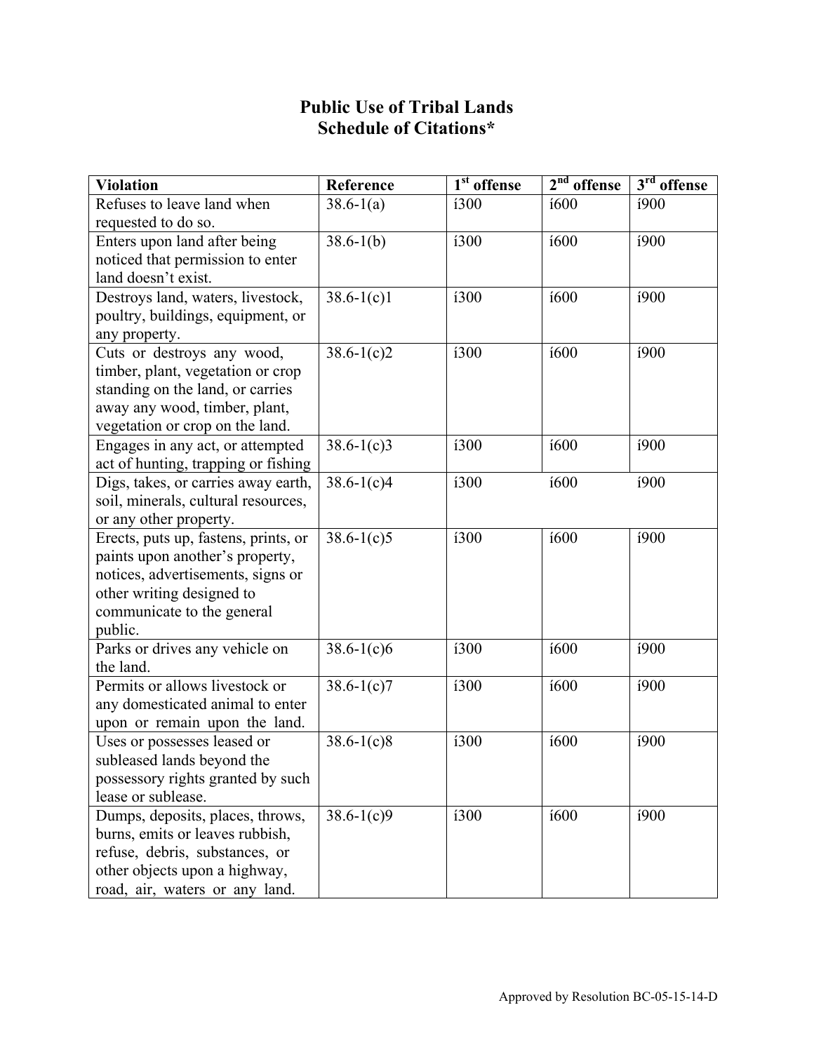# Public Use of Tribal Lands
# Schedule of Citations*

| Violation | Reference | 1st offense | 2nd offense | 3rd offense |
|---|---|---|---|---|
| Refuses to leave land when requested to do so. | 38.6-1(a) | í300 | í600 | í900 |
| Enters upon land after being noticed that permission to enter land doesn't exist. | 38.6-1(b) | í300 | í600 | í900 |
| Destroys land, waters, livestock, poultry, buildings, equipment, or any property. | 38.6-1(c)1 | í300 | í600 | í900 |
| Cuts or destroys any wood, timber, plant, vegetation or crop standing on the land, or carries away any wood, timber, plant, vegetation or crop on the land. | 38.6-1(c)2 | í300 | í600 | í900 |
| Engages in any act, or attempted act of hunting, trapping or fishing | 38.6-1(c)3 | í300 | í600 | í900 |
| Digs, takes, or carries away earth, soil, minerals, cultural resources, or any other property. | 38.6-1(c)4 | í300 | í600 | í900 |
| Erects, puts up, fastens, prints, or paints upon another's property, notices, advertisements, signs or other writing designed to communicate to the general public. | 38.6-1(c)5 | í300 | í600 | í900 |
| Parks or drives any vehicle on the land. | 38.6-1(c)6 | í300 | í600 | í900 |
| Permits or allows livestock or any domesticated animal to enter upon or remain upon the land. | 38.6-1(c)7 | í300 | í600 | í900 |
| Uses or possesses leased or subleased lands beyond the possessory rights granted by such lease or sublease. | 38.6-1(c)8 | í300 | í600 | í900 |
| Dumps, deposits, places, throws, burns, emits or leaves rubbish, refuse, debris, substances, or other objects upon a highway, road, air, waters or any land. | 38.6-1(c)9 | í300 | í600 | í900 |

Approved by Resolution BC-05-15-14-D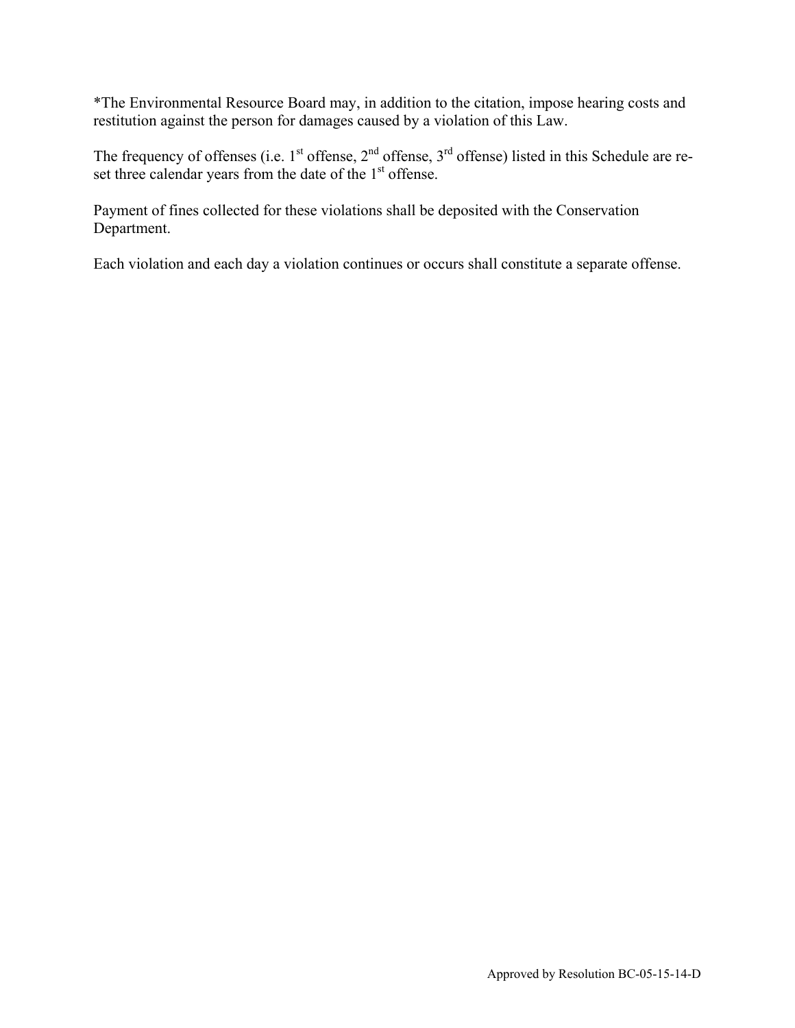*The Environmental Resource Board may, in addition to the citation, impose hearing costs and restitution against the person for damages caused by a violation of this Law.

The frequency of offenses (i.e. 1st offense, 2nd offense, 3rd offense) listed in this Schedule are re-set three calendar years from the date of the 1st offense.

Payment of fines collected for these violations shall be deposited with the Conservation Department.

Each violation and each day a violation continues or occurs shall constitute a separate offense.

Approved by Resolution BC-05-15-14-D